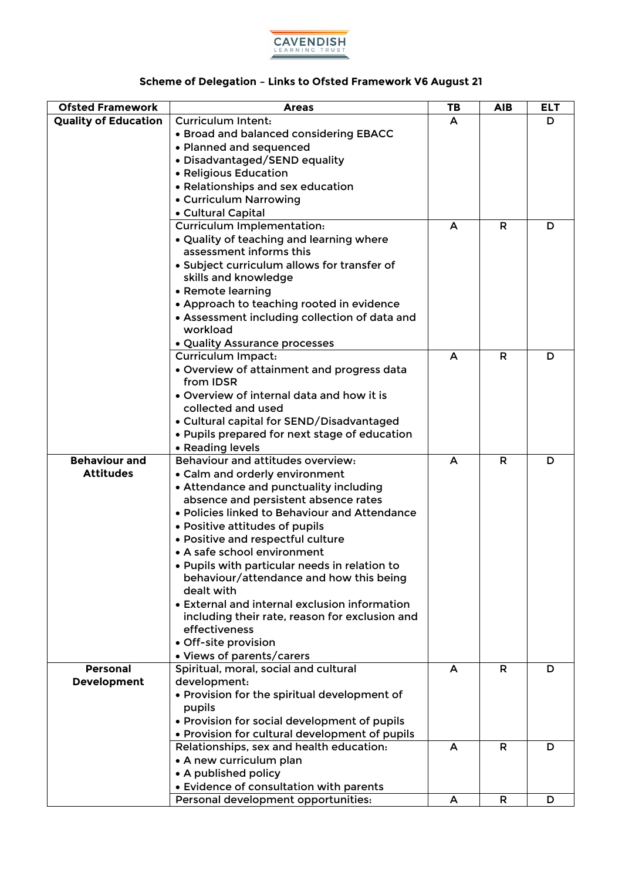CAVENDISH LEARNING TRUST

## Scheme of Delegation – Links to Ofsted Framework V6 August 21

| Ofsted Framework | Areas | TB | AIB | ELT |
|---|---|---|---|---|
| **Quality of Education** | Curriculum Intent:<br>• Broad and balanced considering EBACC<br>• Planned and sequenced<br>• Disadvantaged/SEND equality<br>• Religious Education<br>• Relationships and sex education<br>• Curriculum Narrowing<br>• Cultural Capital | A | | D |
| | Curriculum Implementation:<br>• Quality of teaching and learning where assessment informs this<br>• Subject curriculum allows for transfer of skills and knowledge<br>• Remote learning<br>• Approach to teaching rooted in evidence<br>• Assessment including collection of data and workload<br>• Quality Assurance processes | A | R | D |
| | Curriculum Impact:<br>• Overview of attainment and progress data from IDSR<br>• Overview of internal data and how it is collected and used<br>• Cultural capital for SEND/Disadvantaged<br>• Pupils prepared for next stage of education<br>• Reading levels | A | R | D |
| **Behaviour and Attitudes** | Behaviour and attitudes overview:<br>• Calm and orderly environment<br>• Attendance and punctuality including absence and persistent absence rates<br>• Policies linked to Behaviour and Attendance<br>• Positive attitudes of pupils<br>• Positive and respectful culture<br>• A safe school environment<br>• Pupils with particular needs in relation to behaviour/attendance and how this being dealt with<br>• External and internal exclusion information including their rate, reason for exclusion and effectiveness<br>• Off-site provision<br>• Views of parents/carers | A | R | D |
| **Personal Development** | Spiritual, moral, social and cultural development:<br>• Provision for the spiritual development of pupils<br>• Provision for social development of pupils<br>• Provision for cultural development of pupils | A | R | D |
| | Relationships, sex and health education:<br>• A new curriculum plan<br>• A published policy<br>• Evidence of consultation with parents | A | R | D |
| | Personal development opportunities: | A | R | D |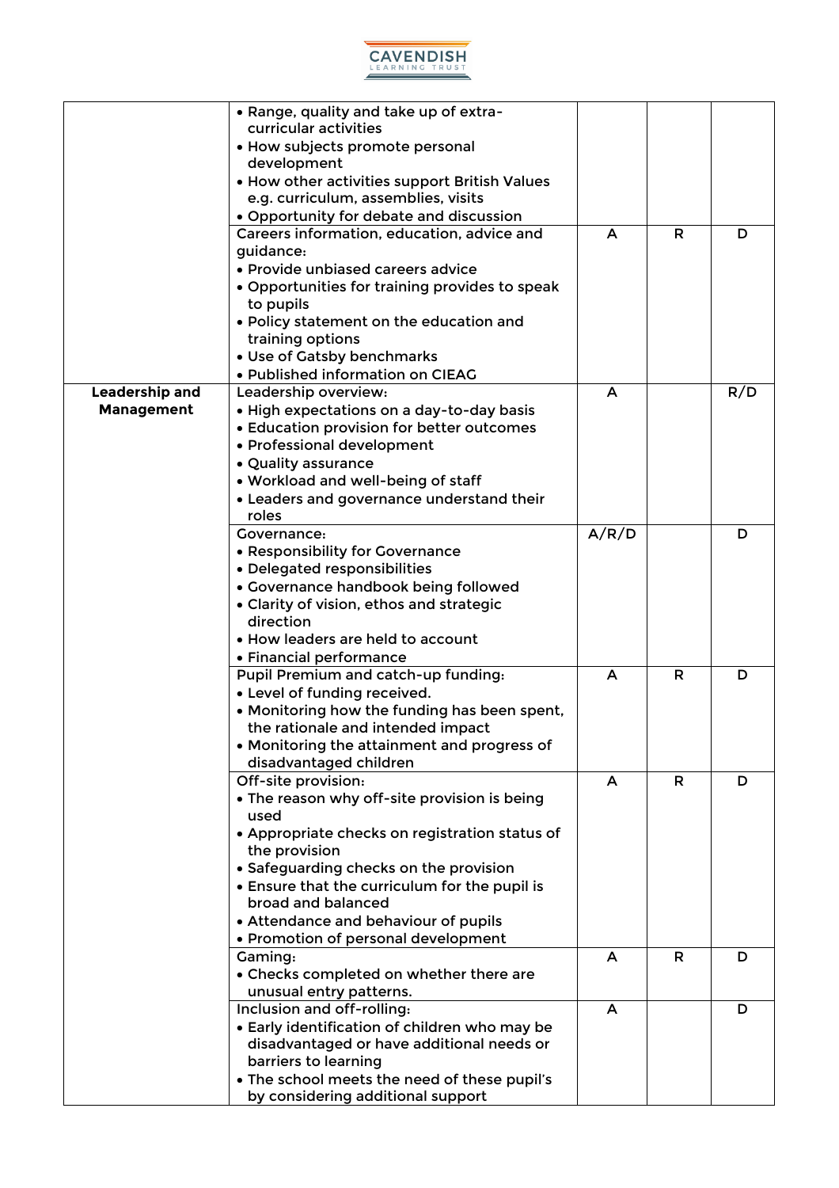| | | | | |
|---|---|---|---|---|
| | • Range, quality and take up of extra-curricular activities<br>• How subjects promote personal development<br>• How other activities support British Values e.g. curriculum, assemblies, visits<br>• Opportunity for debate and discussion | | | |
| | Careers information, education, advice and guidance:<br>• Provide unbiased careers advice<br>• Opportunities for training provides to speak to pupils<br>• Policy statement on the education and training options<br>• Use of Gatsby benchmarks<br>• Published information on CIEAG | A | R | D |
| **Leadership and Management** | Leadership overview:<br>• High expectations on a day-to-day basis<br>• Education provision for better outcomes<br>• Professional development<br>• Quality assurance<br>• Workload and well-being of staff<br>• Leaders and governance understand their roles | A | | R/D |
| | Governance:<br>• Responsibility for Governance<br>• Delegated responsibilities<br>• Governance handbook being followed<br>• Clarity of vision, ethos and strategic direction<br>• How leaders are held to account<br>• Financial performance | A/R/D | | D |
| | Pupil Premium and catch-up funding:<br>• Level of funding received.<br>• Monitoring how the funding has been spent, the rationale and intended impact<br>• Monitoring the attainment and progress of disadvantaged children | A | R | D |
| | Off-site provision:<br>• The reason why off-site provision is being used<br>• Appropriate checks on registration status of the provision<br>• Safeguarding checks on the provision<br>• Ensure that the curriculum for the pupil is broad and balanced<br>• Attendance and behaviour of pupils<br>• Promotion of personal development | A | R | D |
| | Gaming:<br>• Checks completed on whether there are unusual entry patterns. | A | R | D |
| | Inclusion and off-rolling:<br>• Early identification of children who may be disadvantaged or have additional needs or barriers to learning<br>• The school meets the need of these pupil's by considering additional support | A | | D |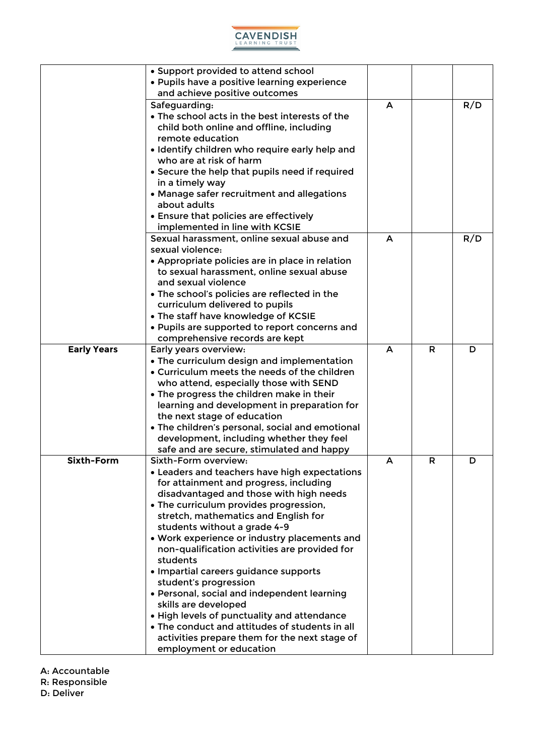| | | | | |
|---|---|---|---|---|
| | • Support provided to attend school<br>• Pupils have a positive learning experience and achieve positive outcomes | | | |
| | Safeguarding:<br>• The school acts in the best interests of the child both online and offline, including remote education<br>• Identify children who require early help and who are at risk of harm<br>• Secure the help that pupils need if required in a timely way<br>• Manage safer recruitment and allegations about adults<br>• Ensure that policies are effectively implemented in line with KCSIE | A | | R/D |
| | Sexual harassment, online sexual abuse and sexual violence:<br>• Appropriate policies are in place in relation to sexual harassment, online sexual abuse and sexual violence<br>• The school's policies are reflected in the curriculum delivered to pupils<br>• The staff have knowledge of KCSIE<br>• Pupils are supported to report concerns and comprehensive records are kept | A | | R/D |
| **Early Years** | Early years overview:<br>• The curriculum design and implementation<br>• Curriculum meets the needs of the children who attend, especially those with SEND<br>• The progress the children make in their learning and development in preparation for the next stage of education<br>• The children's personal, social and emotional development, including whether they feel safe and are secure, stimulated and happy | A | R | D |
| **Sixth-Form** | Sixth-Form overview:<br>• Leaders and teachers have high expectations for attainment and progress, including disadvantaged and those with high needs<br>• The curriculum provides progression, stretch, mathematics and English for students without a grade 4-9<br>• Work experience or industry placements and non-qualification activities are provided for students<br>• Impartial careers guidance supports student's progression<br>• Personal, social and independent learning skills are developed<br>• High levels of punctuality and attendance<br>• The conduct and attitudes of students in all activities prepare them for the next stage of employment or education | A | R | D |

A: Accountable
R: Responsible
D: Deliver